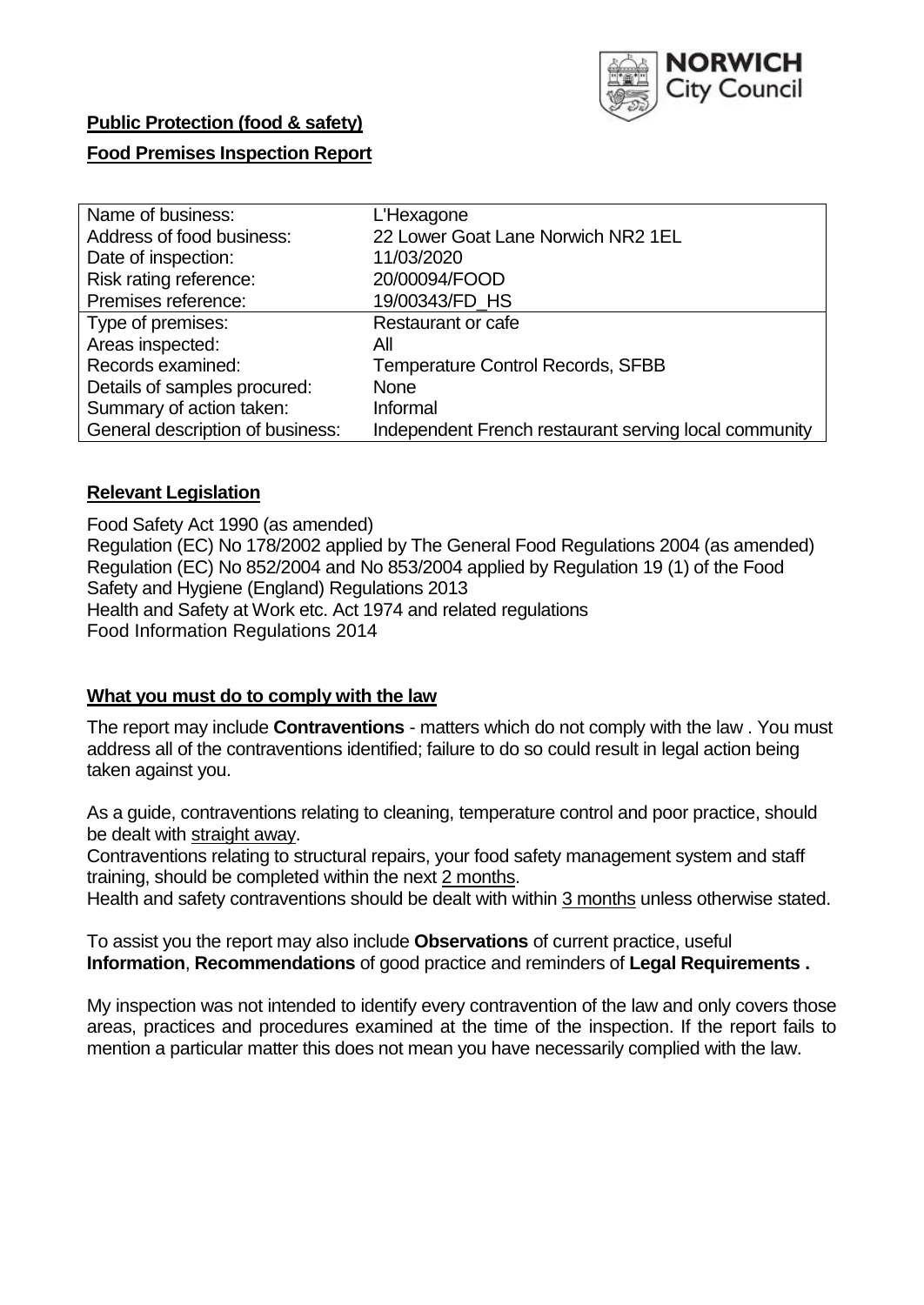**Public Protection (food & safety)**

**Food Premises Inspection Report**

| Name of business: | L'Hexagone |
|---|---|
| Address of food business: | 22 Lower Goat Lane Norwich NR2 1EL |
| Date of inspection: | 11/03/2020 |
| Risk rating reference: | 20/00094/FOOD |
| Premises reference: | 19/00343/FD_HS |
| Type of premises: | Restaurant or cafe |
| Areas inspected: | All |
| Records examined: | Temperature Control Records, SFBB |
| Details of samples procured: | None |
| Summary of action taken: | Informal |
| General description of business: | Independent French restaurant serving local community |

## **Relevant Legislation**

Food Safety Act 1990 (as amended)
Regulation (EC) No 178/2002 applied by The General Food Regulations 2004 (as amended)
Regulation (EC) No 852/2004 and No 853/2004 applied by Regulation 19 (1) of the Food Safety and Hygiene (England) Regulations 2013
Health and Safety at Work etc. Act 1974 and related regulations
Food Information Regulations 2014

## **What you must do to comply with the law**

The report may include **Contraventions** - matters which do not comply with the law . You must address all of the contraventions identified; failure to do so could result in legal action being taken against you.

As a guide, contraventions relating to cleaning, temperature control and poor practice, should be dealt with straight away.

Contraventions relating to structural repairs, your food safety management system and staff training, should be completed within the next 2 months.

Health and safety contraventions should be dealt with within 3 months unless otherwise stated.

To assist you the report may also include **Observations** of current practice, useful **Information**, **Recommendations** of good practice and reminders of **Legal Requirements .**

My inspection was not intended to identify every contravention of the law and only covers those areas, practices and procedures examined at the time of the inspection. If the report fails to mention a particular matter this does not mean you have necessarily complied with the law.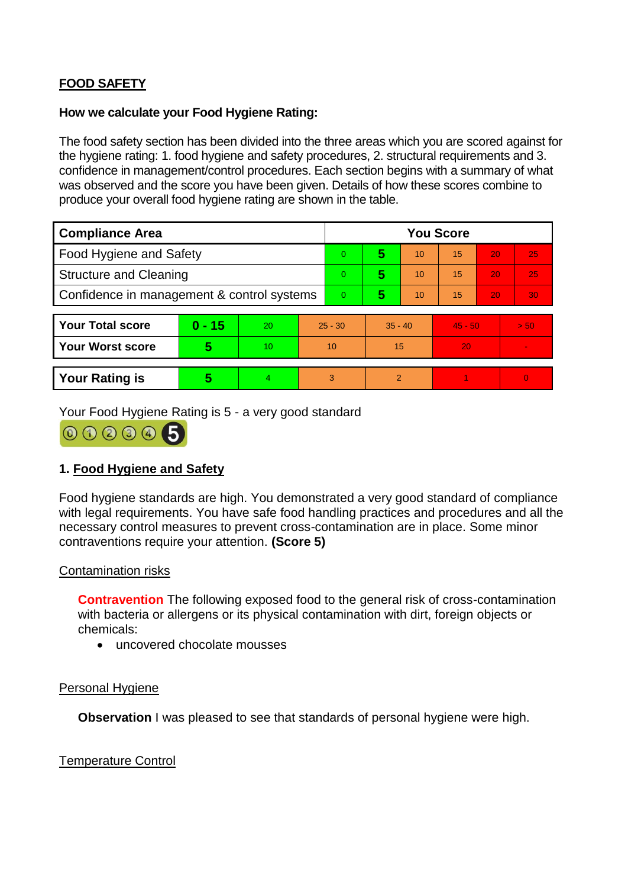## FOOD SAFETY

**How we calculate your Food Hygiene Rating:**

The food safety section has been divided into the three areas which you are scored against for the hygiene rating: 1. food hygiene and safety procedures, 2. structural requirements and 3. confidence in management/control procedures. Each section begins with a summary of what was observed and the score you have been given. Details of how these scores combine to produce your overall food hygiene rating are shown in the table.

| Compliance Area | You Score | | | | | |
|---|---|---|---|---|---|---|
| Food Hygiene and Safety | 0 | **5** | 10 | 15 | 20 | 25 |
| Structure and Cleaning | 0 | **5** | 10 | 15 | 20 | 25 |
| Confidence in management & control systems | 0 | **5** | 10 | 15 | 20 | 30 |

| | | | | | | |
|---|---|---|---|---|---|---|
| **Your Total score** | **0 - 15** | 20 | 25 - 30 | 35 - 40 | 45 - 50 | > 50 |
| **Your Worst score** | **5** | 10 | 10 | 15 | 20 | - |

| | | | | | | |
|---|---|---|---|---|---|---|
| **Your Rating is** | **5** | 4 | 3 | 2 | 1 | 0 |

Your Food Hygiene Rating is 5 - a very good standard

### 1. Food Hygiene and Safety

Food hygiene standards are high. You demonstrated a very good standard of compliance with legal requirements. You have safe food handling practices and procedures and all the necessary control measures to prevent cross-contamination are in place. Some minor contraventions require your attention. **(Score 5)**

#### Contamination risks

**Contravention** The following exposed food to the general risk of cross-contamination with bacteria or allergens or its physical contamination with dirt, foreign objects or chemicals:

- uncovered chocolate mousses

#### Personal Hygiene

**Observation** I was pleased to see that standards of personal hygiene were high.

#### Temperature Control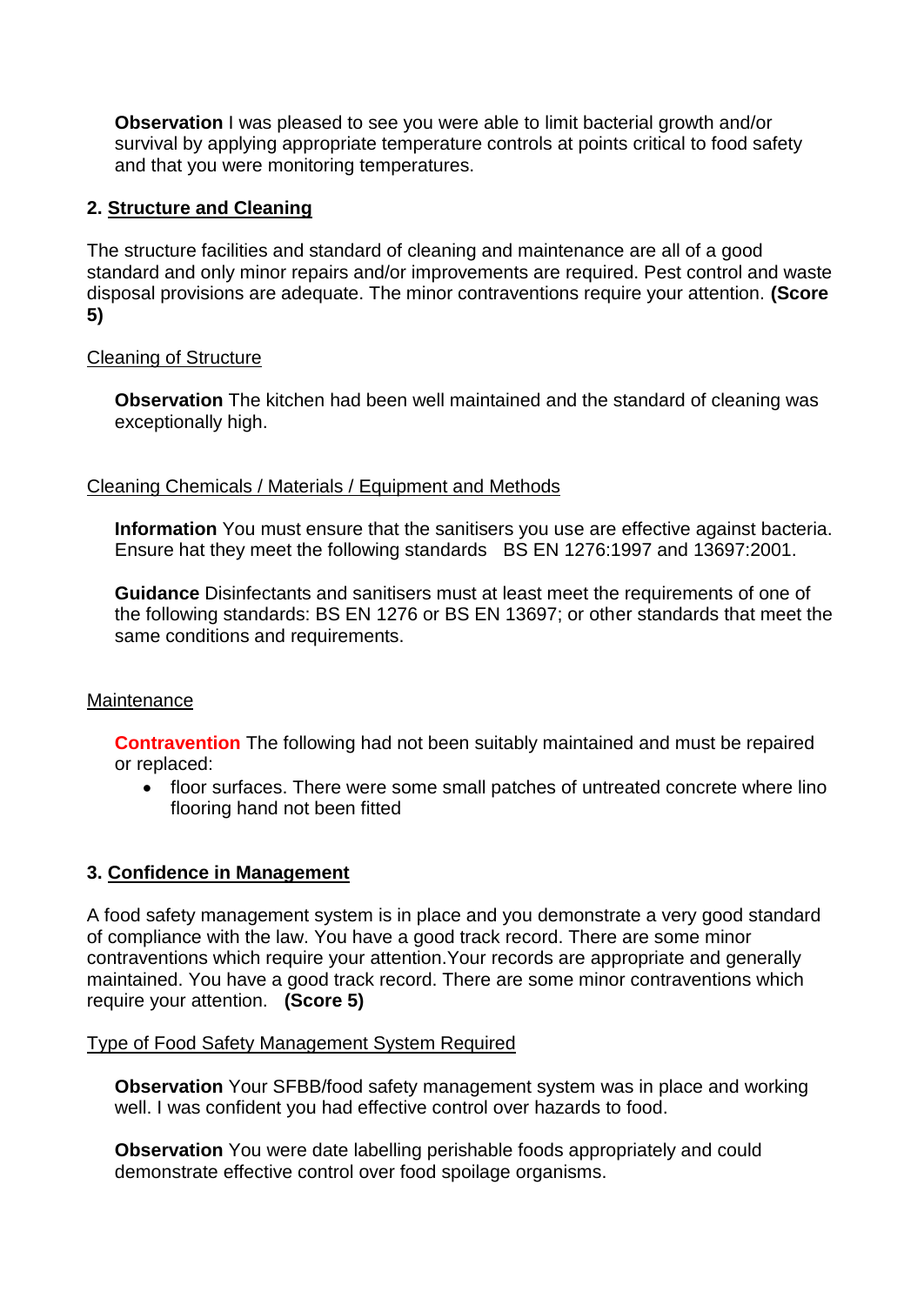**Observation** I was pleased to see you were able to limit bacterial growth and/or survival by applying appropriate temperature controls at points critical to food safety and that you were monitoring temperatures.

## 2. Structure and Cleaning

The structure facilities and standard of cleaning and maintenance are all of a good standard and only minor repairs and/or improvements are required. Pest control and waste disposal provisions are adequate. The minor contraventions require your attention. **(Score 5)**

Cleaning of Structure

**Observation** The kitchen had been well maintained and the standard of cleaning was exceptionally high.

Cleaning Chemicals / Materials / Equipment and Methods

**Information** You must ensure that the sanitisers you use are effective against bacteria. Ensure hat they meet the following standards   BS EN 1276:1997 and 13697:2001.

**Guidance** Disinfectants and sanitisers must at least meet the requirements of one of the following standards: BS EN 1276 or BS EN 13697; or other standards that meet the same conditions and requirements.

Maintenance

**Contravention** The following had not been suitably maintained and must be repaired or replaced:

- floor surfaces. There were some small patches of untreated concrete where lino flooring hand not been fitted

## 3. Confidence in Management

A food safety management system is in place and you demonstrate a very good standard of compliance with the law. You have a good track record. There are some minor contraventions which require your attention.Your records are appropriate and generally maintained. You have a good track record. There are some minor contraventions which require your attention.   **(Score 5)**

Type of Food Safety Management System Required

**Observation** Your SFBB/food safety management system was in place and working well. I was confident you had effective control over hazards to food.

**Observation** You were date labelling perishable foods appropriately and could demonstrate effective control over food spoilage organisms.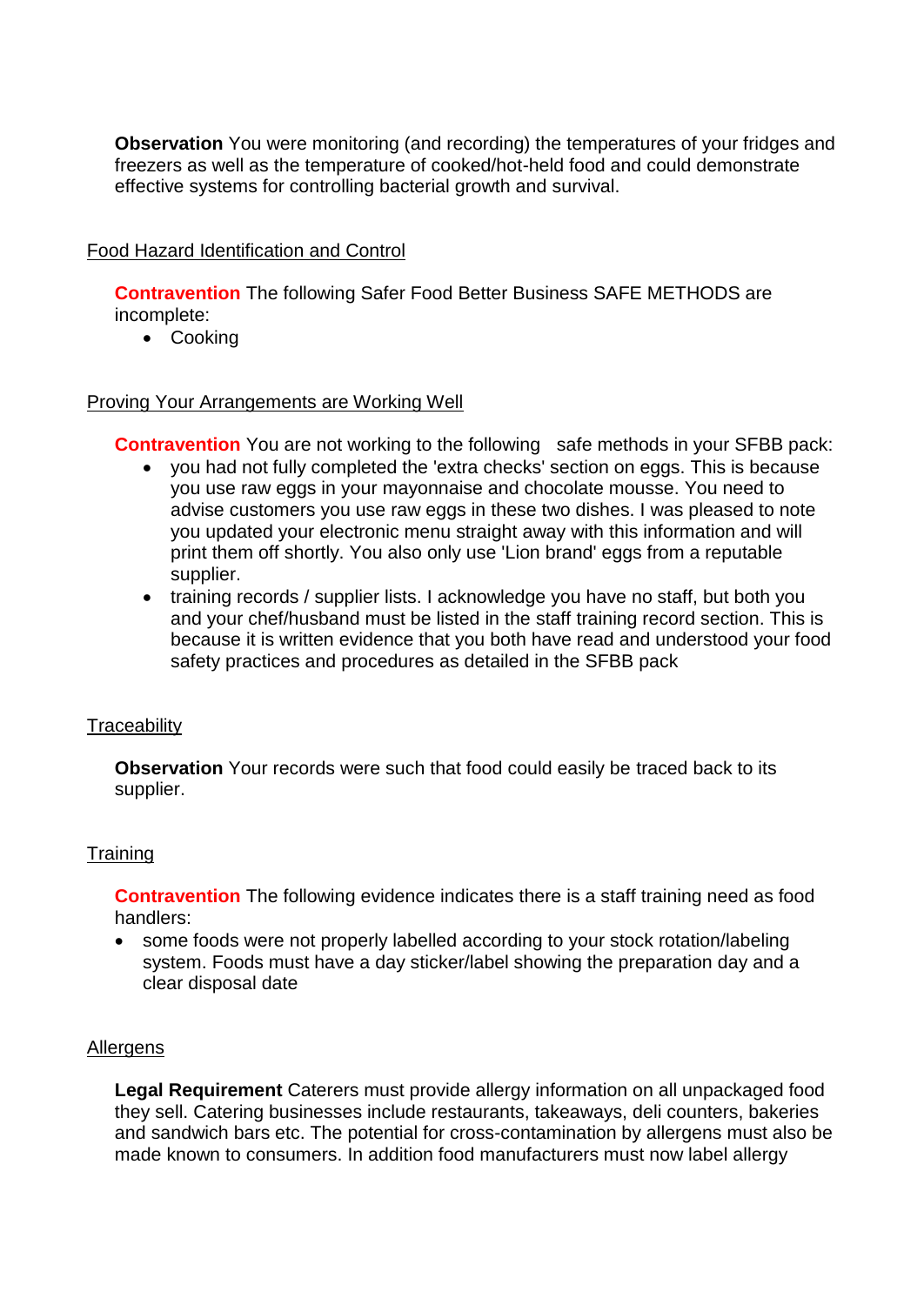**Observation** You were monitoring (and recording) the temperatures of your fridges and freezers as well as the temperature of cooked/hot-held food and could demonstrate effective systems for controlling bacterial growth and survival.

Food Hazard Identification and Control

**Contravention** The following Safer Food Better Business SAFE METHODS are incomplete:

- Cooking

Proving Your Arrangements are Working Well

**Contravention** You are not working to the following safe methods in your SFBB pack:

- you had not fully completed the 'extra checks' section on eggs. This is because you use raw eggs in your mayonnaise and chocolate mousse. You need to advise customers you use raw eggs in these two dishes. I was pleased to note you updated your electronic menu straight away with this information and will print them off shortly. You also only use 'Lion brand' eggs from a reputable supplier.
- training records / supplier lists. I acknowledge you have no staff, but both you and your chef/husband must be listed in the staff training record section. This is because it is written evidence that you both have read and understood your food safety practices and procedures as detailed in the SFBB pack

Traceability

**Observation** Your records were such that food could easily be traced back to its supplier.

Training

**Contravention** The following evidence indicates there is a staff training need as food handlers:

- some foods were not properly labelled according to your stock rotation/labeling system. Foods must have a day sticker/label showing the preparation day and a clear disposal date

Allergens

**Legal Requirement** Caterers must provide allergy information on all unpackaged food they sell. Catering businesses include restaurants, takeaways, deli counters, bakeries and sandwich bars etc. The potential for cross-contamination by allergens must also be made known to consumers. In addition food manufacturers must now label allergy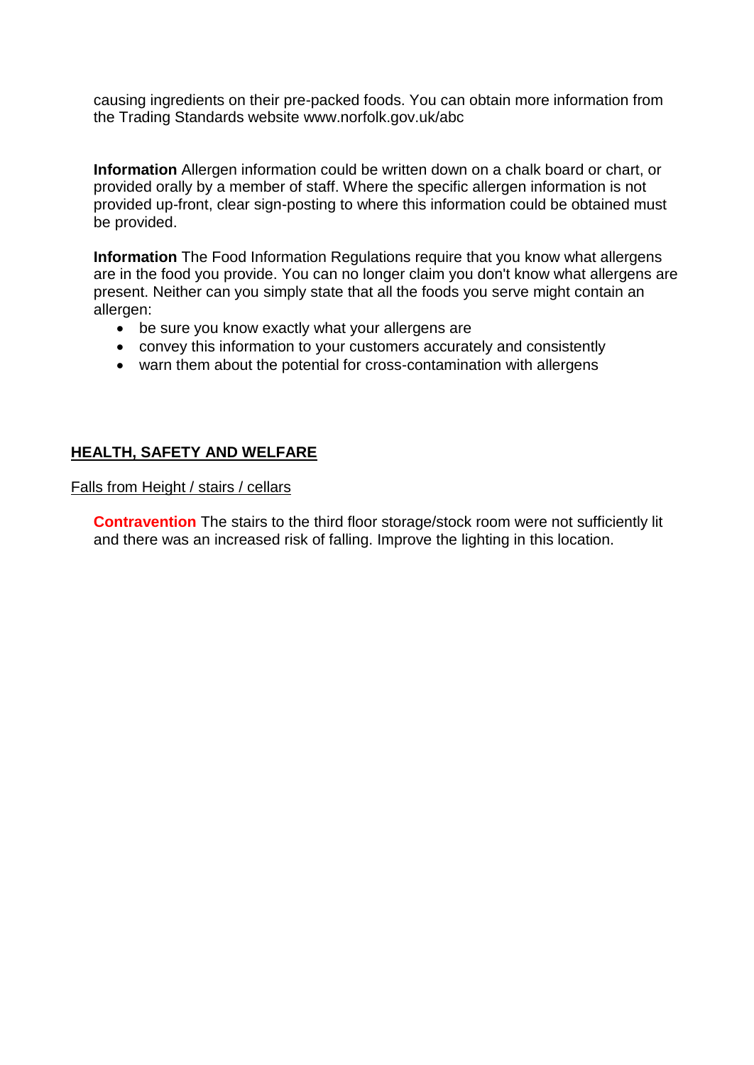causing ingredients on their pre-packed foods. You can obtain more information from the Trading Standards website www.norfolk.gov.uk/abc

**Information** Allergen information could be written down on a chalk board or chart, or provided orally by a member of staff. Where the specific allergen information is not provided up-front, clear sign-posting to where this information could be obtained must be provided.

**Information** The Food Information Regulations require that you know what allergens are in the food you provide. You can no longer claim you don't know what allergens are present. Neither can you simply state that all the foods you serve might contain an allergen:

- be sure you know exactly what your allergens are
- convey this information to your customers accurately and consistently
- warn them about the potential for cross-contamination with allergens

## HEALTH, SAFETY AND WELFARE

Falls from Height / stairs / cellars

**Contravention** The stairs to the third floor storage/stock room were not sufficiently lit and there was an increased risk of falling. Improve the lighting in this location.